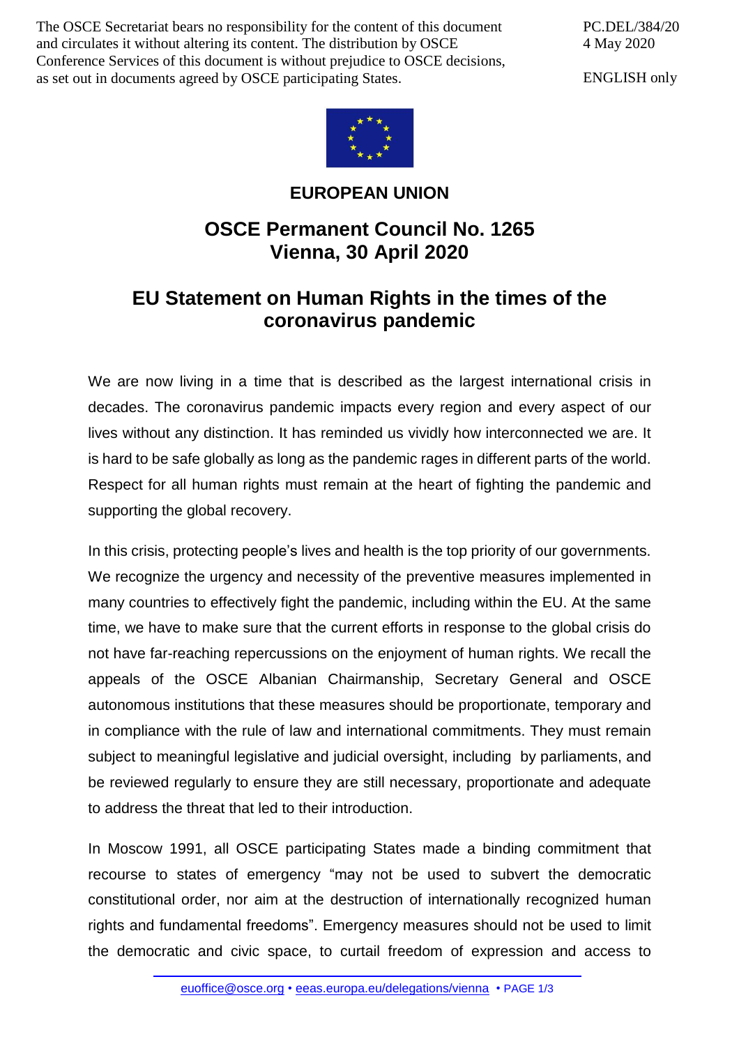The OSCE Secretariat bears no responsibility for the content of this document and circulates it without altering its content. The distribution by OSCE Conference Services of this document is without prejudice to OSCE decisions, as set out in documents agreed by OSCE participating States.

PC.DEL/384/20
4 May 2020

ENGLISH only

**EUROPEAN UNION**

# OSCE Permanent Council No. 1265
# Vienna, 30 April 2020

## EU Statement on Human Rights in the times of the coronavirus pandemic

We are now living in a time that is described as the largest international crisis in decades. The coronavirus pandemic impacts every region and every aspect of our lives without any distinction. It has reminded us vividly how interconnected we are. It is hard to be safe globally as long as the pandemic rages in different parts of the world. Respect for all human rights must remain at the heart of fighting the pandemic and supporting the global recovery.

In this crisis, protecting people's lives and health is the top priority of our governments. We recognize the urgency and necessity of the preventive measures implemented in many countries to effectively fight the pandemic, including within the EU. At the same time, we have to make sure that the current efforts in response to the global crisis do not have far-reaching repercussions on the enjoyment of human rights. We recall the appeals of the OSCE Albanian Chairmanship, Secretary General and OSCE autonomous institutions that these measures should be proportionate, temporary and in compliance with the rule of law and international commitments. They must remain subject to meaningful legislative and judicial oversight, including by parliaments, and be reviewed regularly to ensure they are still necessary, proportionate and adequate to address the threat that led to their introduction.

In Moscow 1991, all OSCE participating States made a binding commitment that recourse to states of emergency "may not be used to subvert the democratic constitutional order, nor aim at the destruction of internationally recognized human rights and fundamental freedoms". Emergency measures should not be used to limit the democratic and civic space, to curtail freedom of expression and access to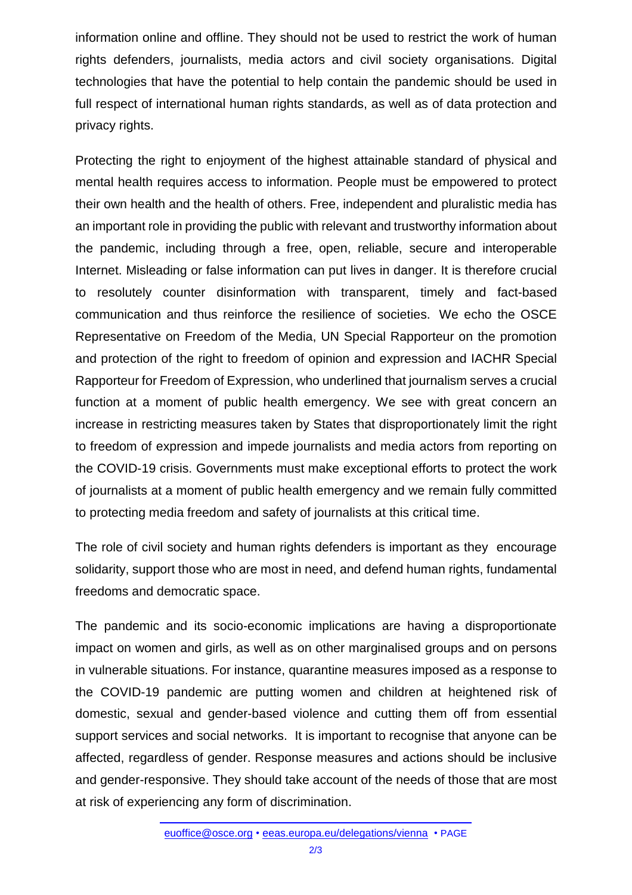information online and offline. They should not be used to restrict the work of human rights defenders, journalists, media actors and civil society organisations. Digital technologies that have the potential to help contain the pandemic should be used in full respect of international human rights standards, as well as of data protection and privacy rights.

Protecting the right to enjoyment of the highest attainable standard of physical and mental health requires access to information. People must be empowered to protect their own health and the health of others. Free, independent and pluralistic media has an important role in providing the public with relevant and trustworthy information about the pandemic, including through a free, open, reliable, secure and interoperable Internet. Misleading or false information can put lives in danger. It is therefore crucial to resolutely counter disinformation with transparent, timely and fact-based communication and thus reinforce the resilience of societies. We echo the OSCE Representative on Freedom of the Media, UN Special Rapporteur on the promotion and protection of the right to freedom of opinion and expression and IACHR Special Rapporteur for Freedom of Expression, who underlined that journalism serves a crucial function at a moment of public health emergency. We see with great concern an increase in restricting measures taken by States that disproportionately limit the right to freedom of expression and impede journalists and media actors from reporting on the COVID-19 crisis. Governments must make exceptional efforts to protect the work of journalists at a moment of public health emergency and we remain fully committed to protecting media freedom and safety of journalists at this critical time.

The role of civil society and human rights defenders is important as they encourage solidarity, support those who are most in need, and defend human rights, fundamental freedoms and democratic space.

The pandemic and its socio-economic implications are having a disproportionate impact on women and girls, as well as on other marginalised groups and on persons in vulnerable situations. For instance, quarantine measures imposed as a response to the COVID-19 pandemic are putting women and children at heightened risk of domestic, sexual and gender-based violence and cutting them off from essential support services and social networks. It is important to recognise that anyone can be affected, regardless of gender. Response measures and actions should be inclusive and gender-responsive. They should take account of the needs of those that are most at risk of experiencing any form of discrimination.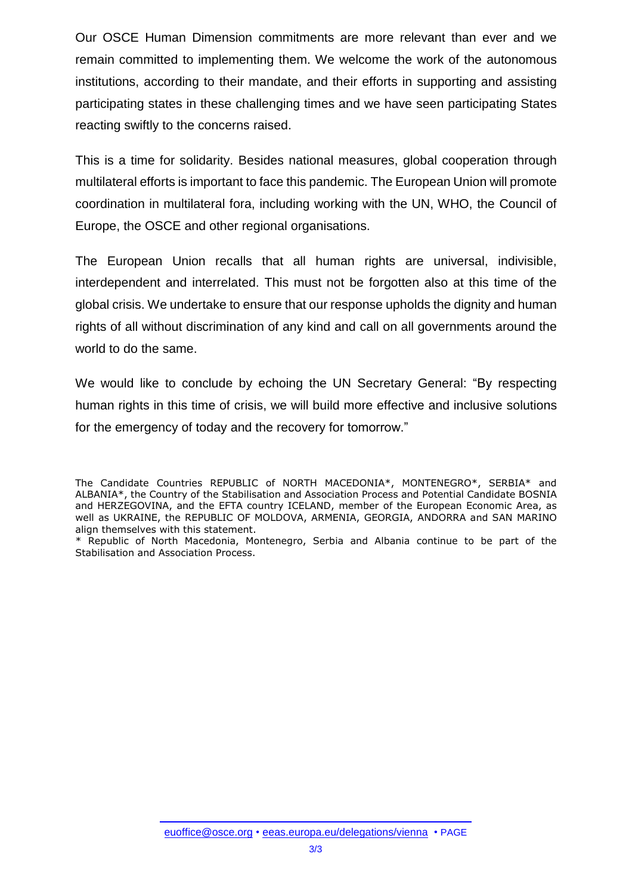Our OSCE Human Dimension commitments are more relevant than ever and we remain committed to implementing them. We welcome the work of the autonomous institutions, according to their mandate, and their efforts in supporting and assisting participating states in these challenging times and we have seen participating States reacting swiftly to the concerns raised.

This is a time for solidarity. Besides national measures, global cooperation through multilateral efforts is important to face this pandemic. The European Union will promote coordination in multilateral fora, including working with the UN, WHO, the Council of Europe, the OSCE and other regional organisations.

The European Union recalls that all human rights are universal, indivisible, interdependent and interrelated. This must not be forgotten also at this time of the global crisis. We undertake to ensure that our response upholds the dignity and human rights of all without discrimination of any kind and call on all governments around the world to do the same.

We would like to conclude by echoing the UN Secretary General: "By respecting human rights in this time of crisis, we will build more effective and inclusive solutions for the emergency of today and the recovery for tomorrow."

The Candidate Countries REPUBLIC of NORTH MACEDONIA*, MONTENEGRO*, SERBIA* and ALBANIA*, the Country of the Stabilisation and Association Process and Potential Candidate BOSNIA and HERZEGOVINA, and the EFTA country ICELAND, member of the European Economic Area, as well as UKRAINE, the REPUBLIC OF MOLDOVA, ARMENIA, GEORGIA, ANDORRA and SAN MARINO align themselves with this statement.

* Republic of North Macedonia, Montenegro, Serbia and Albania continue to be part of the Stabilisation and Association Process.